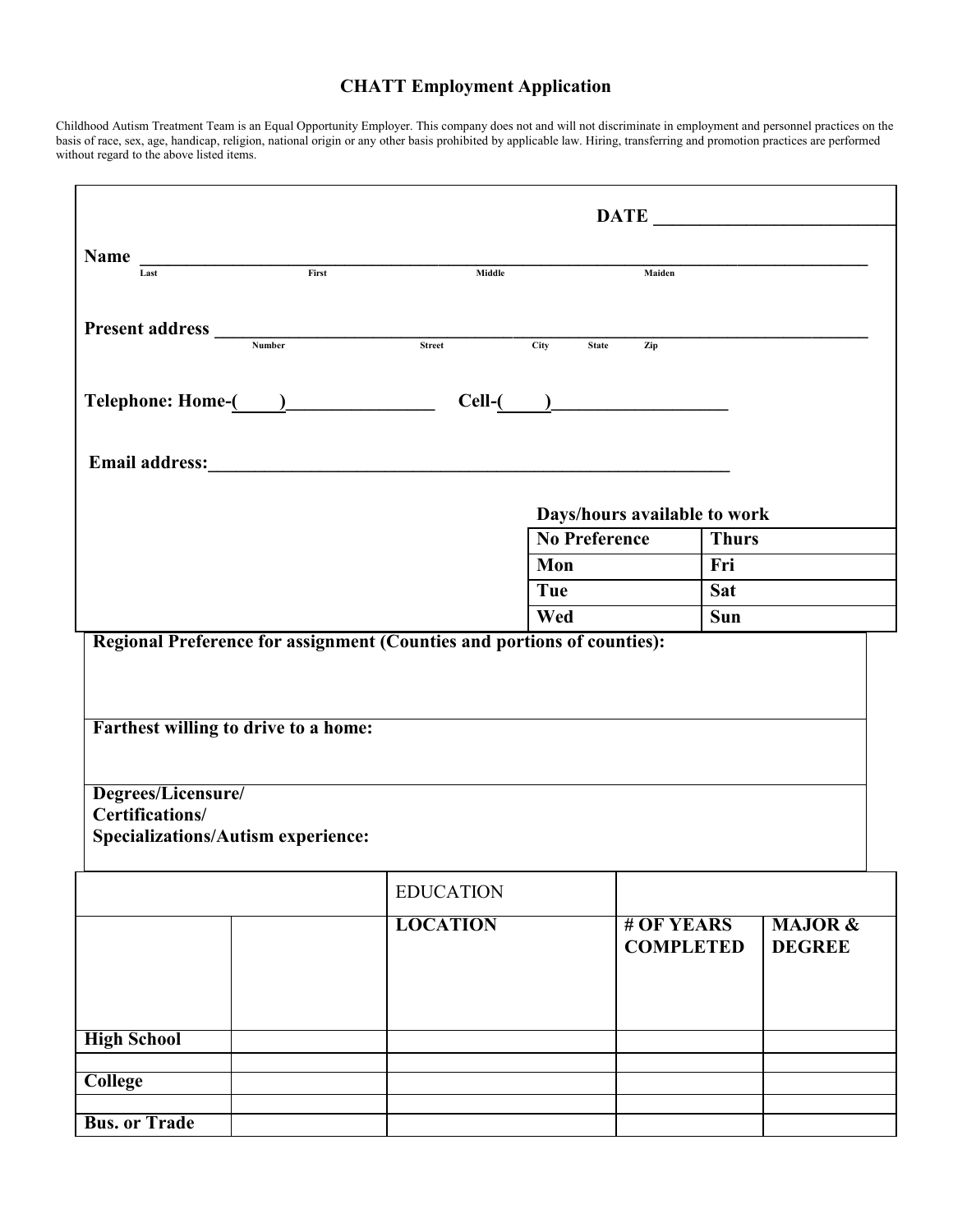# CHATT Employment Application

Childhood Autism Treatment Team is an Equal Opportunity Employer. This company does not and will not discriminate in employment and personnel practices on the basis of race, sex, age, handicap, religion, national origin or any other basis prohibited by applicable law. Hiring, transferring and promotion practices are performed without regard to the above listed items.

**DATE** ___________________________

**Name** ______________________________________________________________________________
Last First Middle Maiden

**Present address** _____________________________________________________________________
Number Street City State Zip

**Telephone: Home-( )**________________ **Cell-( )**___________________

**Email address:**___________________________________________________________

**Days/hours available to work**

| No Preference | Thurs |
|---|---|
| Mon | Fri |
| Tue | Sat |
| Wed | Sun |

**Regional Preference for assignment (Counties and portions of counties):**

**Farthest willing to drive to a home:**

**Degrees/Licensure/**
**Certifications/**
**Specializations/Autism experience:**

| | | EDUCATION | | |
|---|---|---|---|---|
| | | **LOCATION** | **# OF YEARS COMPLETED** | **MAJOR & DEGREE** |
| **High School** | | | | |
| | | | | |
| **College** | | | | |
| | | | | |
| **Bus. or Trade** | | | | |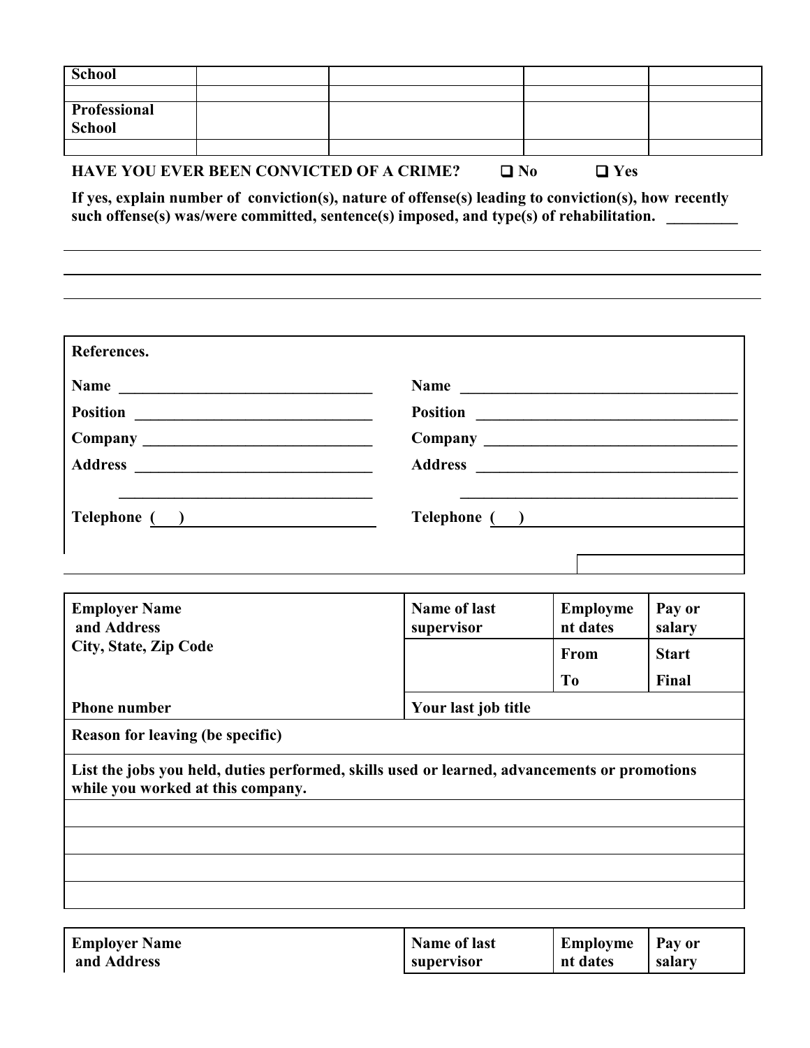| School | | | | |
|---|---|---|---|---|
| | | | | |
| Professional School | | | | |
| | | | | |

**HAVE YOU EVER BEEN CONVICTED OF A CRIME?** ❑ **No** ❑ **Yes**

**If yes, explain number of conviction(s), nature of offense(s) leading to conviction(s), how recently such offense(s) was/were committed, sentence(s) imposed, and type(s) of rehabilitation.** _________

_______________________________________________________________

_______________________________________________________________

_______________________________________________________________

**References.**

| | |
|---|---|
| **Name** ________________________________ | **Name** ____________________________________ |
| **Position** ______________________________ | **Position** __________________________________ |
| **Company** _____________________________ | **Company** _________________________________ |
| **Address** ______________________________ | **Address** __________________________________ |
| ________________________________ | ____________________________________ |
| **Telephone (   )** ______________________ | **Telephone (   )** __________________________ |

| Employer Name and Address City, State, Zip Code | Name of last supervisor | Employment dates | Pay or salary |
|---|---|---|---|
| | | From | Start |
| | | To | Final |
| **Phone number** | **Your last job title** | | |
| **Reason for leaving (be specific)** | | | |
| **List the jobs you held, duties performed, skills used or learned, advancements or promotions while you worked at this company.** | | | |
| | | | |
| | | | |
| | | | |
| | | | |

| Employer Name and Address | Name of last supervisor | Employment dates | Pay or salary |
|---|---|---|---|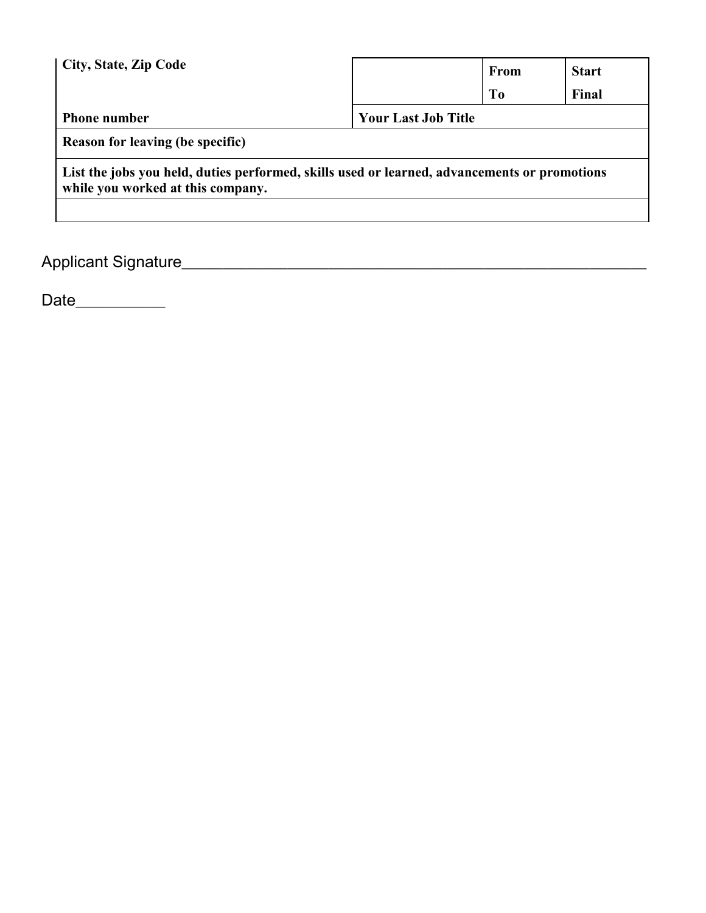| | | | |
|---|---|---|---|
| **City, State, Zip Code** | | **From**<br>**To** | **Start**<br>**Final** |
| **Phone number** | **Your Last Job Title** | | |
| **Reason for leaving (be specific)** | | | |
| **List the jobs you held, duties performed, skills used or learned, advancements or promotions while you worked at this company.** | | | |
| | | | |

Applicant Signature_______________________________________________________

Date__________